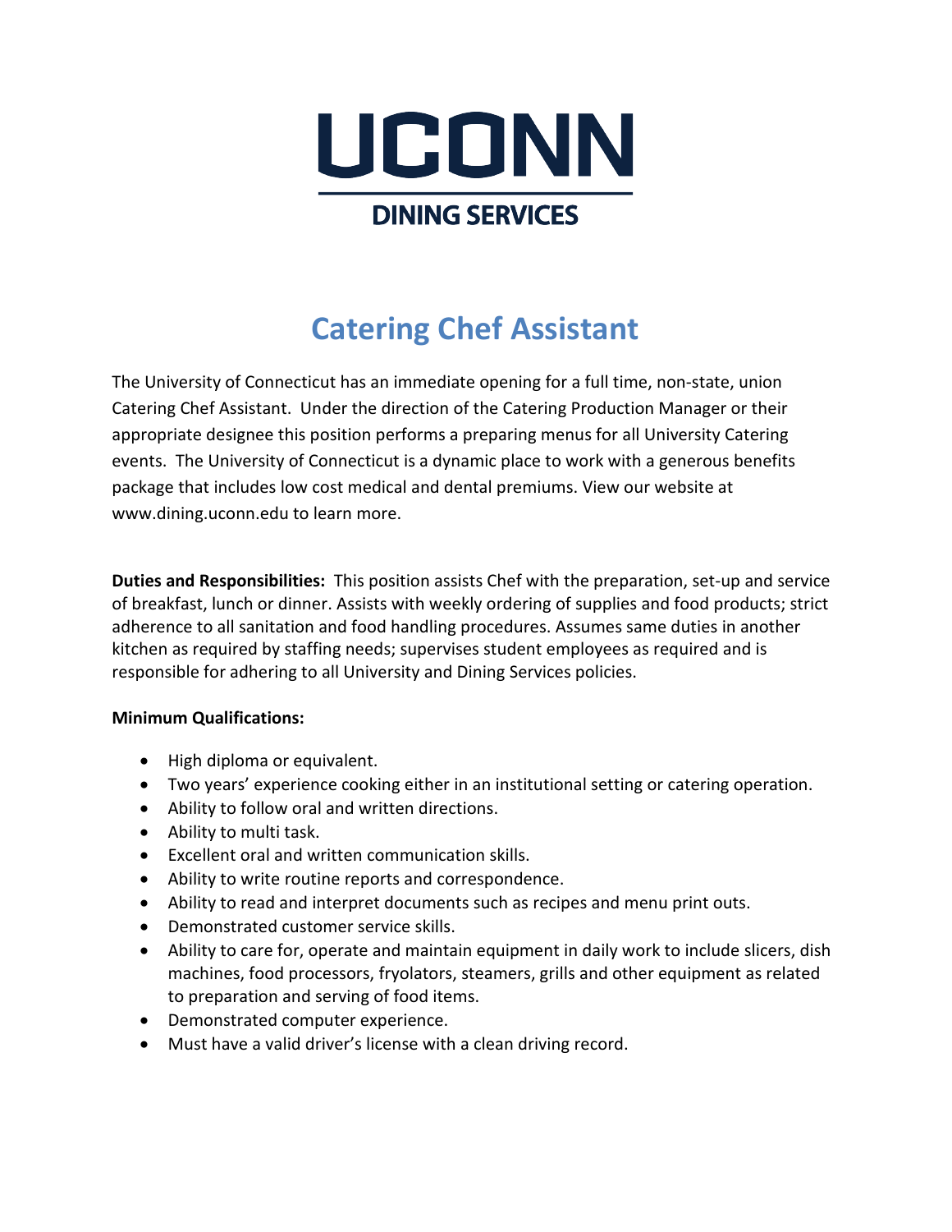# UCONN

## DINING SERVICES

# Catering Chef Assistant

The University of Connecticut has an immediate opening for a full time, non-state, union Catering Chef Assistant. Under the direction of the Catering Production Manager or their appropriate designee this position performs a preparing menus for all University Catering events. The University of Connecticut is a dynamic place to work with a generous benefits package that includes low cost medical and dental premiums. View our website at www.dining.uconn.edu to learn more.

**Duties and Responsibilities:** This position assists Chef with the preparation, set-up and service of breakfast, lunch or dinner. Assists with weekly ordering of supplies and food products; strict adherence to all sanitation and food handling procedures. Assumes same duties in another kitchen as required by staffing needs; supervises student employees as required and is responsible for adhering to all University and Dining Services policies.

**Minimum Qualifications:**

- High diploma or equivalent.
- Two years' experience cooking either in an institutional setting or catering operation.
- Ability to follow oral and written directions.
- Ability to multi task.
- Excellent oral and written communication skills.
- Ability to write routine reports and correspondence.
- Ability to read and interpret documents such as recipes and menu print outs.
- Demonstrated customer service skills.
- Ability to care for, operate and maintain equipment in daily work to include slicers, dish machines, food processors, fryolators, steamers, grills and other equipment as related to preparation and serving of food items.
- Demonstrated computer experience.
- Must have a valid driver's license with a clean driving record.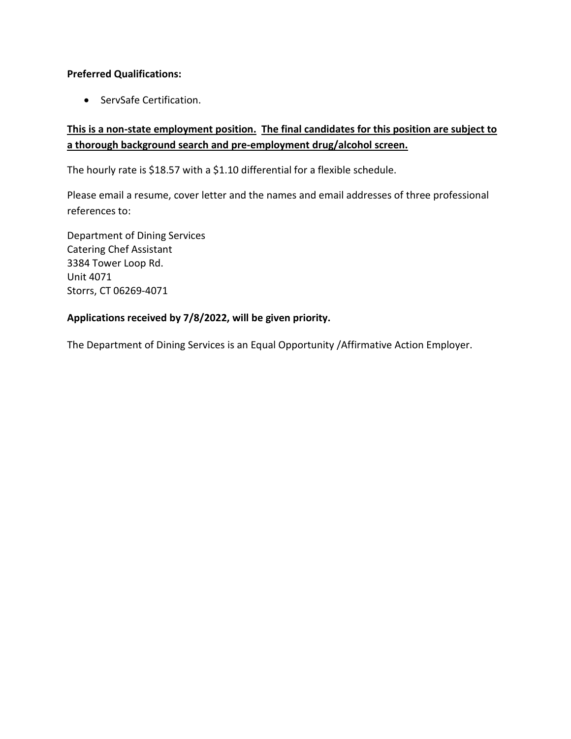**Preferred Qualifications:**

- ServSafe Certification.

**<u>This is a non-state employment position. The final candidates for this position are subject to a thorough background search and pre-employment drug/alcohol screen.</u>**

The hourly rate is $18.57 with a $1.10 differential for a flexible schedule.

Please email a resume, cover letter and the names and email addresses of three professional references to:

Department of Dining Services
Catering Chef Assistant
3384 Tower Loop Rd.
Unit 4071
Storrs, CT 06269-4071

**Applications received by 7/8/2022, will be given priority.**

The Department of Dining Services is an Equal Opportunity /Affirmative Action Employer.